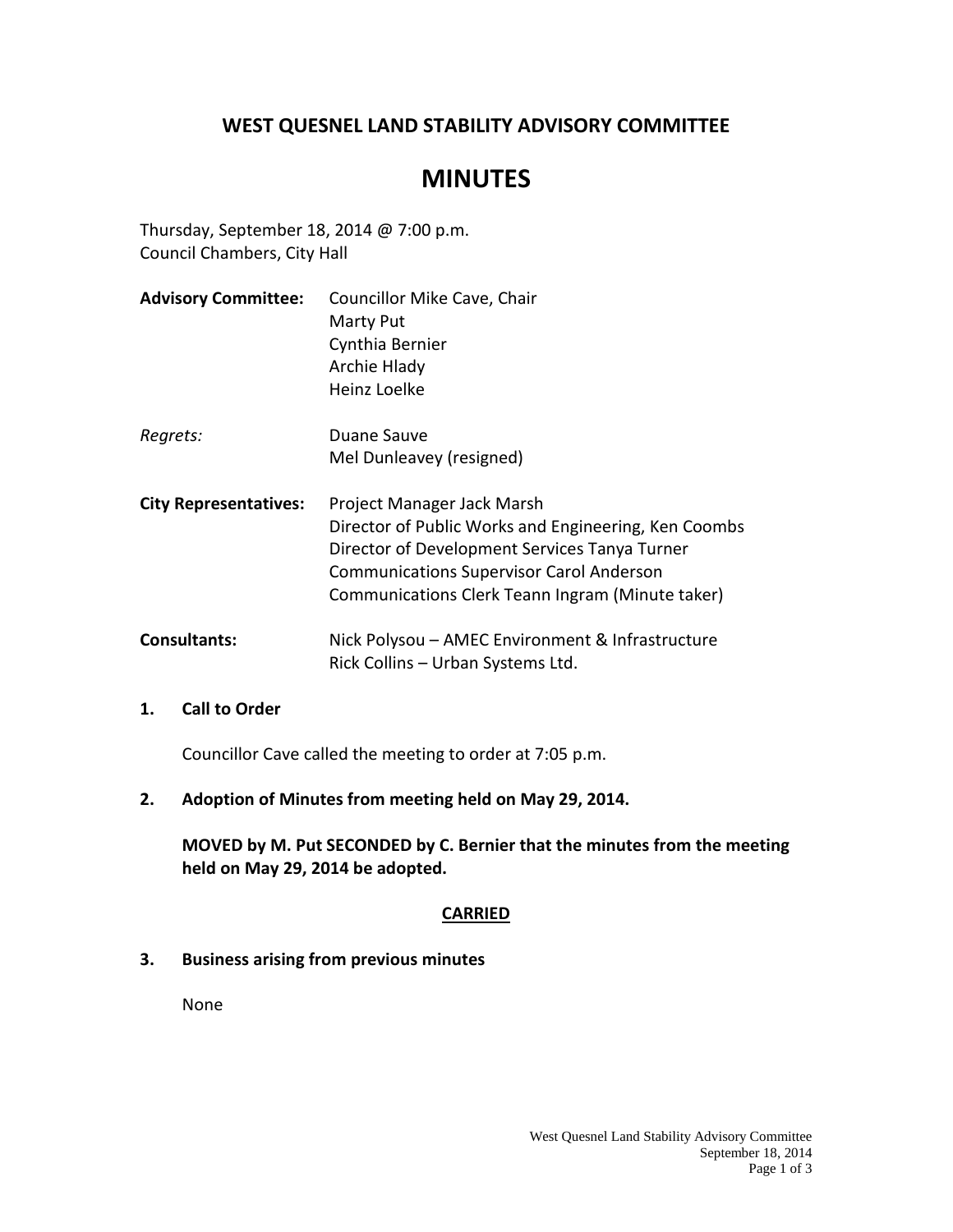## WEST QUESNEL LAND STABILITY ADVISORY COMMITTEE

# MINUTES

Thursday, September 18, 2014 @ 7:00 p.m.
Council Chambers, City Hall

| | |
|---|---|
| **Advisory Committee:** | Councillor Mike Cave, Chair<br>Marty Put<br>Cynthia Bernier<br>Archie Hlady<br>Heinz Loelke |
| *Regrets:* | Duane Sauve<br>Mel Dunleavey (resigned) |
| **City Representatives:** | Project Manager Jack Marsh<br>Director of Public Works and Engineering, Ken Coombs<br>Director of Development Services Tanya Turner<br>Communications Supervisor Carol Anderson<br>Communications Clerk Teann Ingram (Minute taker) |
| **Consultants:** | Nick Polysou – AMEC Environment & Infrastructure<br>Rick Collins – Urban Systems Ltd. |

**1. Call to Order**

Councillor Cave called the meeting to order at 7:05 p.m.

**2. Adoption of Minutes from meeting held on May 29, 2014.**

**MOVED by M. Put SECONDED by C. Bernier that the minutes from the meeting held on May 29, 2014 be adopted.**

**CARRIED**

**3. Business arising from previous minutes**

None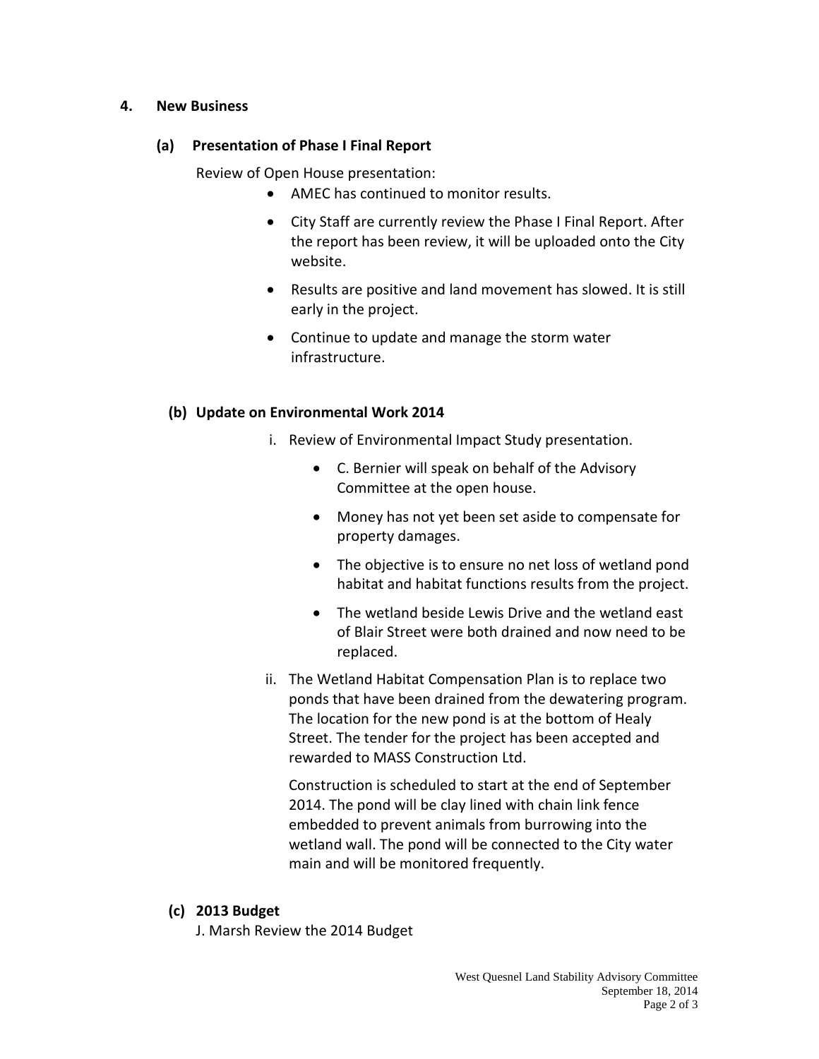## 4. New Business

### (a) Presentation of Phase I Final Report

Review of Open House presentation:

- AMEC has continued to monitor results.
- City Staff are currently review the Phase I Final Report. After the report has been review, it will be uploaded onto the City website.
- Results are positive and land movement has slowed. It is still early in the project.
- Continue to update and manage the storm water infrastructure.

### (b) Update on Environmental Work 2014

i. Review of Environmental Impact Study presentation.

   - C. Bernier will speak on behalf of the Advisory Committee at the open house.
   - Money has not yet been set aside to compensate for property damages.
   - The objective is to ensure no net loss of wetland pond habitat and habitat functions results from the project.
   - The wetland beside Lewis Drive and the wetland east of Blair Street were both drained and now need to be replaced.

ii. The Wetland Habitat Compensation Plan is to replace two ponds that have been drained from the dewatering program. The location for the new pond is at the bottom of Healy Street. The tender for the project has been accepted and rewarded to MASS Construction Ltd.

   Construction is scheduled to start at the end of September 2014. The pond will be clay lined with chain link fence embedded to prevent animals from burrowing into the wetland wall. The pond will be connected to the City water main and will be monitored frequently.

### (c) 2013 Budget

J. Marsh Review the 2014 Budget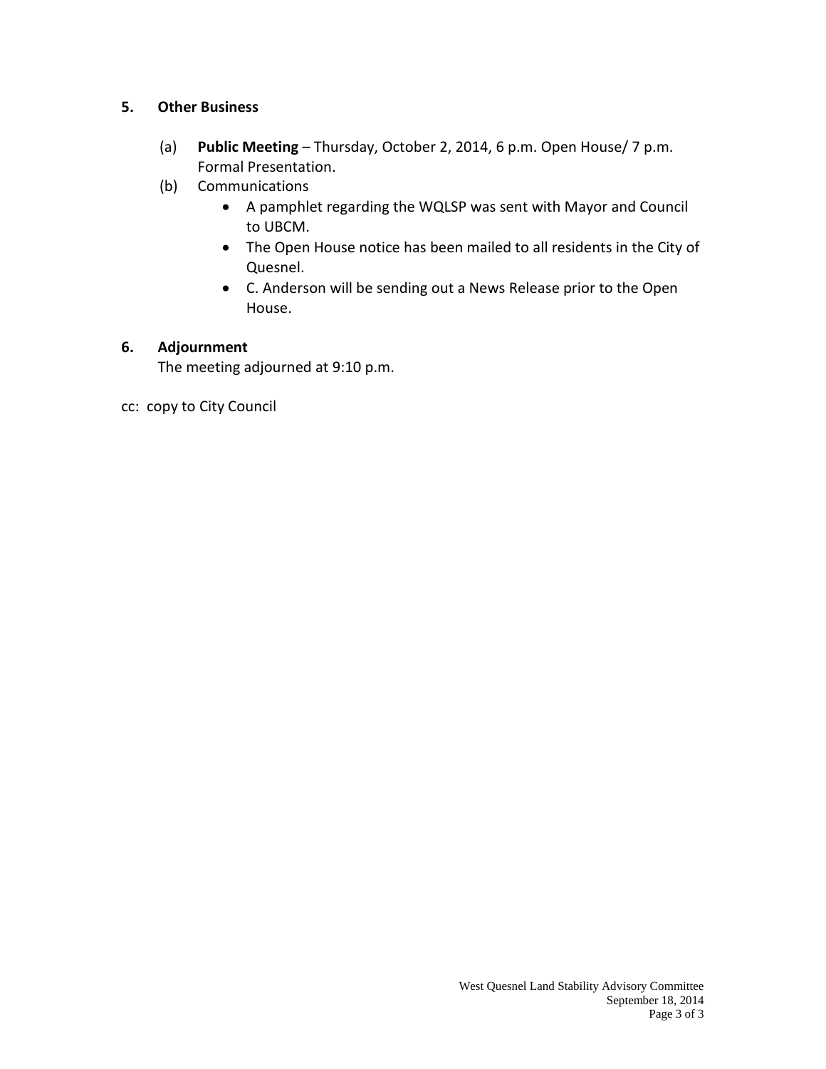## 5. Other Business

(a) **Public Meeting** – Thursday, October 2, 2014, 6 p.m. Open House/ 7 p.m. Formal Presentation.

(b) Communications

- A pamphlet regarding the WQLSP was sent with Mayor and Council to UBCM.
- The Open House notice has been mailed to all residents in the City of Quesnel.
- C. Anderson will be sending out a News Release prior to the Open House.

## 6. Adjournment

The meeting adjourned at 9:10 p.m.

cc: copy to City Council